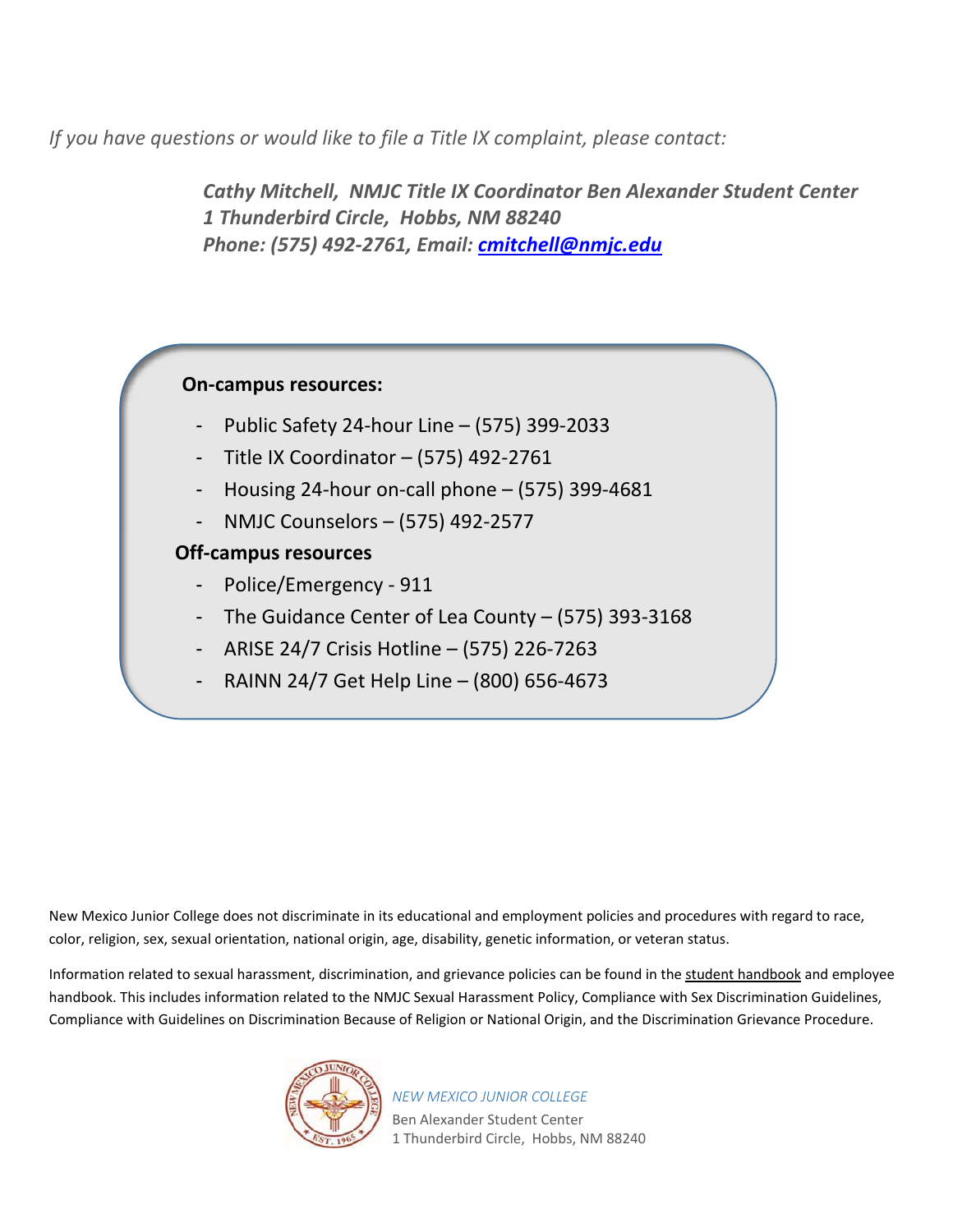*If you have questions or would like to file a Title IX complaint, please contact:*

***Cathy Mitchell, NMJC Title IX Coordinator Ben Alexander Student Center***
***1 Thunderbird Circle, Hobbs, NM 88240***
***Phone: (575) 492-2761, Email: cmitchell@nmjc.edu***

**On-campus resources:**

- Public Safety 24-hour Line – (575) 399-2033
- Title IX Coordinator – (575) 492-2761
- Housing 24-hour on-call phone – (575) 399-4681
- NMJC Counselors – (575) 492-2577

**Off-campus resources**

- Police/Emergency - 911
- The Guidance Center of Lea County – (575) 393-3168
- ARISE 24/7 Crisis Hotline – (575) 226-7263
- RAINN 24/7 Get Help Line – (800) 656-4673

New Mexico Junior College does not discriminate in its educational and employment policies and procedures with regard to race, color, religion, sex, sexual orientation, national origin, age, disability, genetic information, or veteran status.

Information related to sexual harassment, discrimination, and grievance policies can be found in the student handbook and employee handbook. This includes information related to the NMJC Sexual Harassment Policy, Compliance with Sex Discrimination Guidelines, Compliance with Guidelines on Discrimination Because of Religion or National Origin, and the Discrimination Grievance Procedure.

*NEW MEXICO JUNIOR COLLEGE*
Ben Alexander Student Center
1 Thunderbird Circle, Hobbs, NM 88240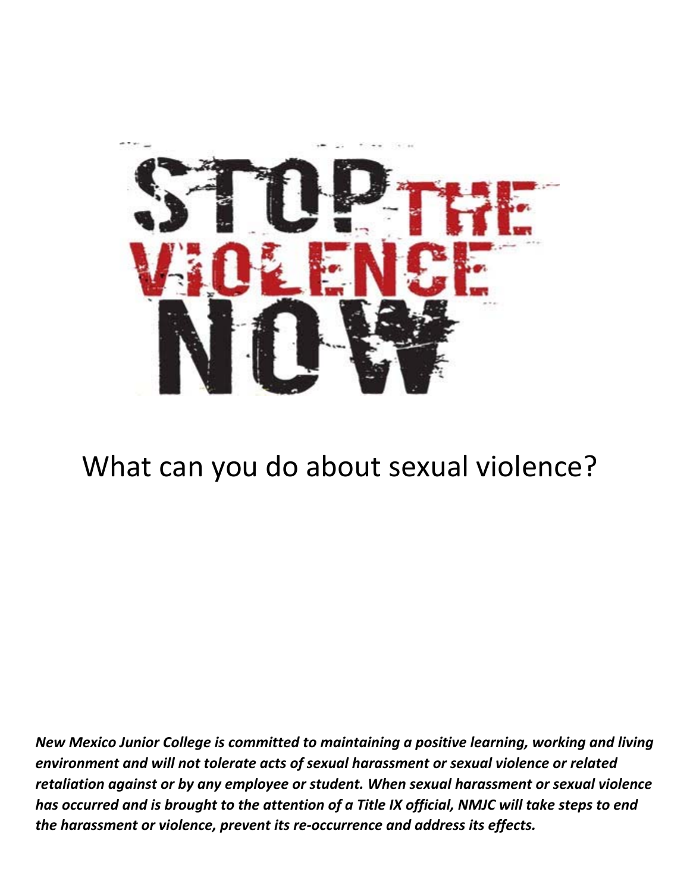STOP THE VIOLENCE NOW

# What can you do about sexual violence?

***New Mexico Junior College is committed to maintaining a positive learning, working and living environment and will not tolerate acts of sexual harassment or sexual violence or related retaliation against or by any employee or student. When sexual harassment or sexual violence has occurred and is brought to the attention of a Title IX official, NMJC will take steps to end the harassment or violence, prevent its re-occurrence and address its effects.***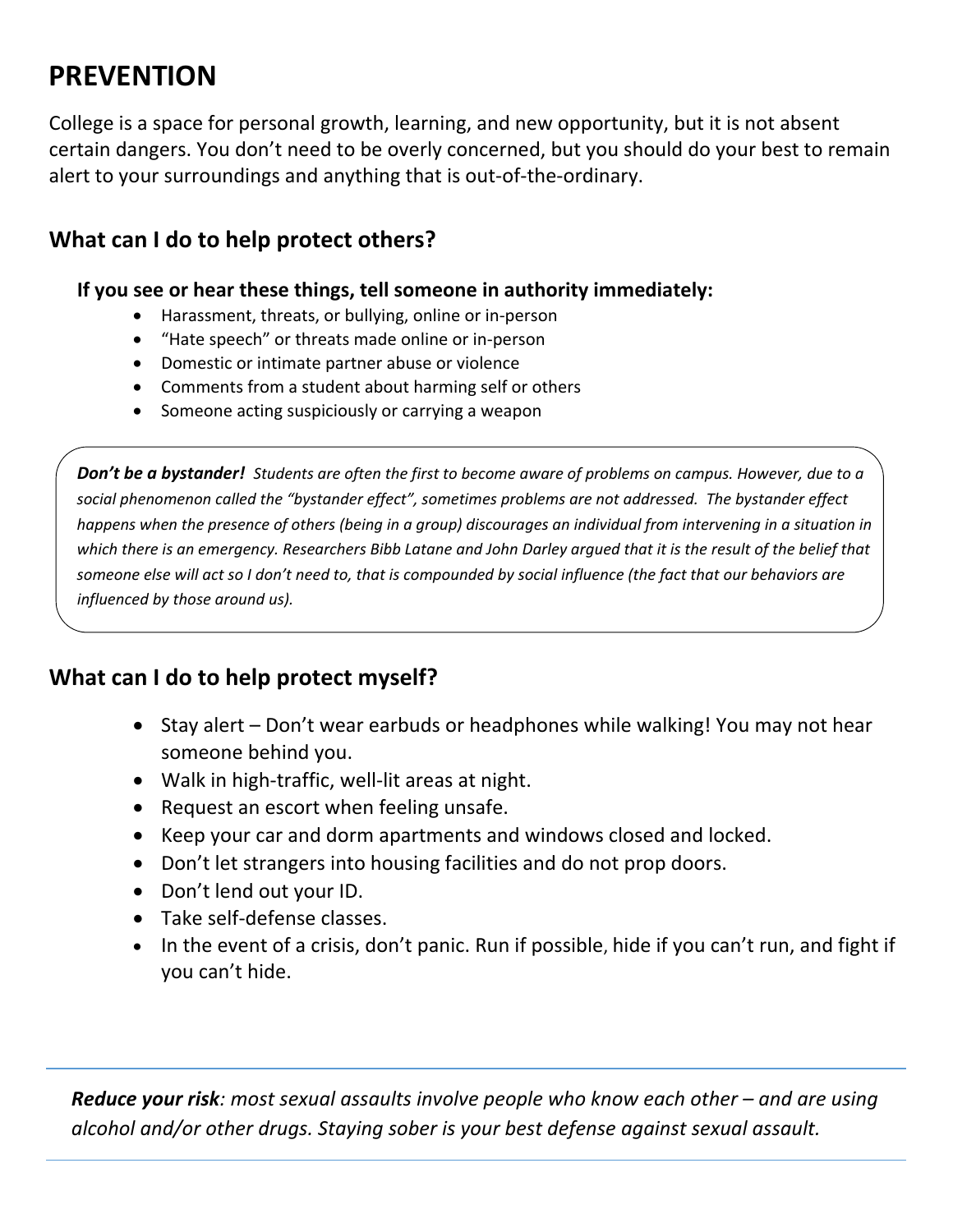# PREVENTION

College is a space for personal growth, learning, and new opportunity, but it is not absent certain dangers. You don't need to be overly concerned, but you should do your best to remain alert to your surroundings and anything that is out-of-the-ordinary.

## What can I do to help protect others?

**If you see or hear these things, tell someone in authority immediately:**

- Harassment, threats, or bullying, online or in-person
- "Hate speech" or threats made online or in-person
- Domestic or intimate partner abuse or violence
- Comments from a student about harming self or others
- Someone acting suspiciously or carrying a weapon

***Don't be a bystander!*** *Students are often the first to become aware of problems on campus. However, due to a social phenomenon called the "bystander effect", sometimes problems are not addressed. The bystander effect happens when the presence of others (being in a group) discourages an individual from intervening in a situation in which there is an emergency. Researchers Bibb Latane and John Darley argued that it is the result of the belief that someone else will act so I don't need to, that is compounded by social influence (the fact that our behaviors are influenced by those around us).*

## What can I do to help protect myself?

- Stay alert – Don't wear earbuds or headphones while walking! You may not hear someone behind you.
- Walk in high-traffic, well-lit areas at night.
- Request an escort when feeling unsafe.
- Keep your car and dorm apartments and windows closed and locked.
- Don't let strangers into housing facilities and do not prop doors.
- Don't lend out your ID.
- Take self-defense classes.
- In the event of a crisis, don't panic. Run if possible, hide if you can't run, and fight if you can't hide.

***Reduce your risk****: most sexual assaults involve people who know each other – and are using alcohol and/or other drugs. Staying sober is your best defense against sexual assault.*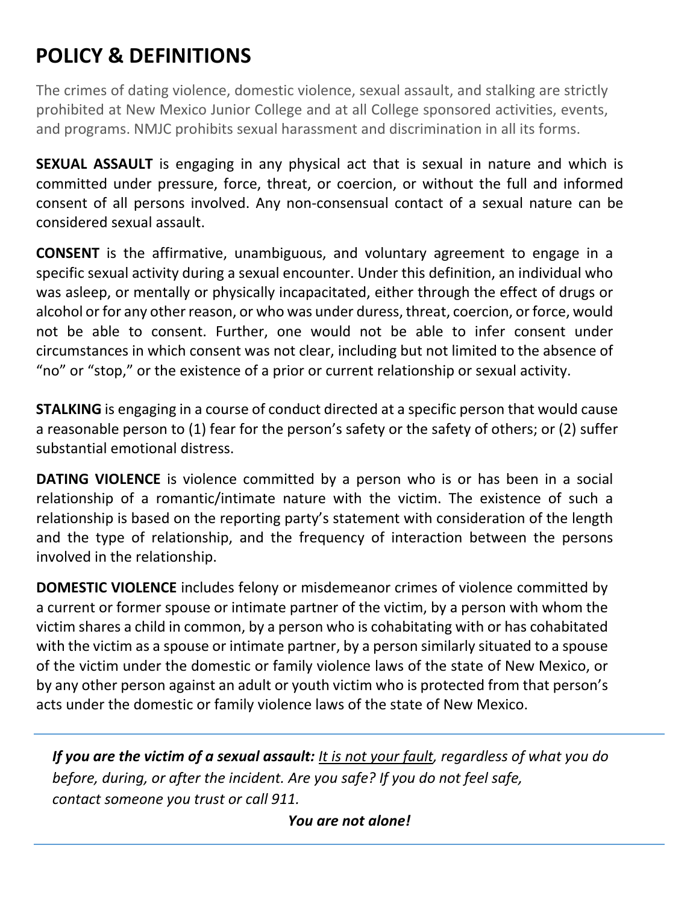# POLICY & DEFINITIONS

The crimes of dating violence, domestic violence, sexual assault, and stalking are strictly prohibited at New Mexico Junior College and at all College sponsored activities, events, and programs. NMJC prohibits sexual harassment and discrimination in all its forms.

**SEXUAL ASSAULT** is engaging in any physical act that is sexual in nature and which is committed under pressure, force, threat, or coercion, or without the full and informed consent of all persons involved. Any non-consensual contact of a sexual nature can be considered sexual assault.

**CONSENT** is the affirmative, unambiguous, and voluntary agreement to engage in a specific sexual activity during a sexual encounter. Under this definition, an individual who was asleep, or mentally or physically incapacitated, either through the effect of drugs or alcohol or for any other reason, or who was under duress, threat, coercion, or force, would not be able to consent. Further, one would not be able to infer consent under circumstances in which consent was not clear, including but not limited to the absence of "no" or "stop," or the existence of a prior or current relationship or sexual activity.

**STALKING** is engaging in a course of conduct directed at a specific person that would cause a reasonable person to (1) fear for the person's safety or the safety of others; or (2) suffer substantial emotional distress.

**DATING VIOLENCE** is violence committed by a person who is or has been in a social relationship of a romantic/intimate nature with the victim. The existence of such a relationship is based on the reporting party's statement with consideration of the length and the type of relationship, and the frequency of interaction between the persons involved in the relationship.

**DOMESTIC VIOLENCE** includes felony or misdemeanor crimes of violence committed by a current or former spouse or intimate partner of the victim, by a person with whom the victim shares a child in common, by a person who is cohabitating with or has cohabitated with the victim as a spouse or intimate partner, by a person similarly situated to a spouse of the victim under the domestic or family violence laws of the state of New Mexico, or by any other person against an adult or youth victim who is protected from that person's acts under the domestic or family violence laws of the state of New Mexico.

---

***If you are the victim of a sexual assault:*** *<u>It is not your fault</u>, regardless of what you do before, during, or after the incident. Are you safe? If you do not feel safe, contact someone you trust or call 911.*

***You are not alone!***

---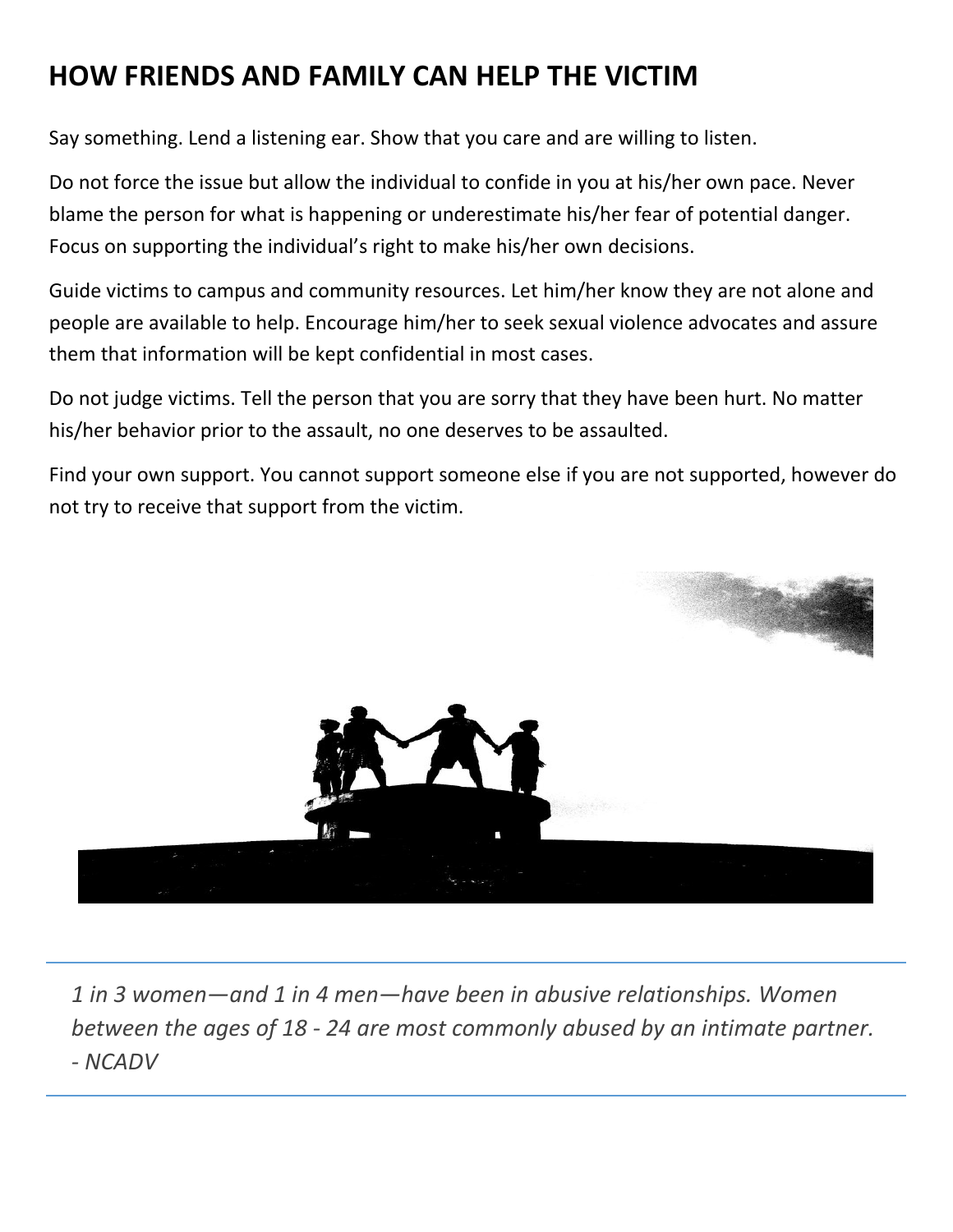# HOW FRIENDS AND FAMILY CAN HELP THE VICTIM

Say something. Lend a listening ear. Show that you care and are willing to listen.

Do not force the issue but allow the individual to confide in you at his/her own pace. Never blame the person for what is happening or underestimate his/her fear of potential danger. Focus on supporting the individual's right to make his/her own decisions.

Guide victims to campus and community resources. Let him/her know they are not alone and people are available to help. Encourage him/her to seek sexual violence advocates and assure them that information will be kept confidential in most cases.

Do not judge victims. Tell the person that you are sorry that they have been hurt. No matter his/her behavior prior to the assault, no one deserves to be assaulted.

Find your own support. You cannot support someone else if you are not supported, however do not try to receive that support from the victim.

---

*1 in 3 women—and 1 in 4 men—have been in abusive relationships. Women between the ages of 18 - 24 are most commonly abused by an intimate partner. - NCADV*

---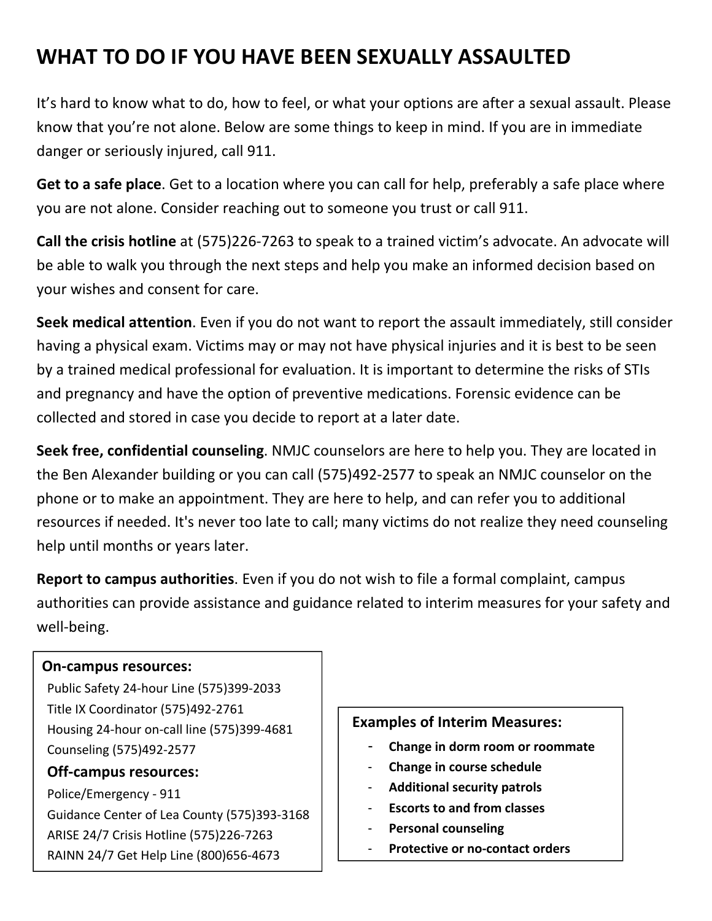# WHAT TO DO IF YOU HAVE BEEN SEXUALLY ASSAULTED

It's hard to know what to do, how to feel, or what your options are after a sexual assault. Please know that you're not alone. Below are some things to keep in mind. If you are in immediate danger or seriously injured, call 911.

**Get to a safe place**. Get to a location where you can call for help, preferably a safe place where you are not alone. Consider reaching out to someone you trust or call 911.

**Call the crisis hotline** at (575)226-7263 to speak to a trained victim's advocate. An advocate will be able to walk you through the next steps and help you make an informed decision based on your wishes and consent for care.

**Seek medical attention**. Even if you do not want to report the assault immediately, still consider having a physical exam. Victims may or may not have physical injuries and it is best to be seen by a trained medical professional for evaluation. It is important to determine the risks of STIs and pregnancy and have the option of preventive medications. Forensic evidence can be collected and stored in case you decide to report at a later date.

**Seek free, confidential counseling**. NMJC counselors are here to help you. They are located in the Ben Alexander building or you can call (575)492-2577 to speak an NMJC counselor on the phone or to make an appointment. They are here to help, and can refer you to additional resources if needed. It's never too late to call; many victims do not realize they need counseling help until months or years later.

**Report to campus authorities**. Even if you do not wish to file a formal complaint, campus authorities can provide assistance and guidance related to interim measures for your safety and well-being.

**On-campus resources:**

Public Safety 24-hour Line (575)399-2033
Title IX Coordinator (575)492-2761
Housing 24-hour on-call line (575)399-4681
Counseling (575)492-2577

**Off-campus resources:**

Police/Emergency - 911
Guidance Center of Lea County (575)393-3168
ARISE 24/7 Crisis Hotline (575)226-7263
RAINN 24/7 Get Help Line (800)656-4673

**Examples of Interim Measures:**

- **Change in dorm room or roommate**
- **Change in course schedule**
- **Additional security patrols**
- **Escorts to and from classes**
- **Personal counseling**
- **Protective or no-contact orders**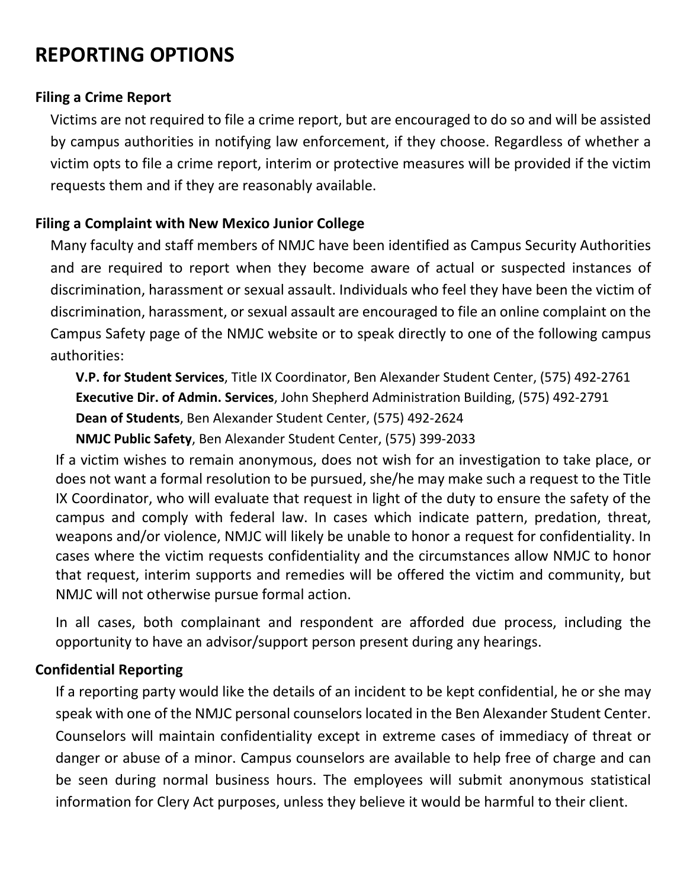# REPORTING OPTIONS

### Filing a Crime Report

Victims are not required to file a crime report, but are encouraged to do so and will be assisted by campus authorities in notifying law enforcement, if they choose. Regardless of whether a victim opts to file a crime report, interim or protective measures will be provided if the victim requests them and if they are reasonably available.

### Filing a Complaint with New Mexico Junior College

Many faculty and staff members of NMJC have been identified as Campus Security Authorities and are required to report when they become aware of actual or suspected instances of discrimination, harassment or sexual assault. Individuals who feel they have been the victim of discrimination, harassment, or sexual assault are encouraged to file an online complaint on the Campus Safety page of the NMJC website or to speak directly to one of the following campus authorities:

**V.P. for Student Services**, Title IX Coordinator, Ben Alexander Student Center, (575) 492-2761
**Executive Dir. of Admin. Services**, John Shepherd Administration Building, (575) 492-2791
**Dean of Students**, Ben Alexander Student Center, (575) 492-2624
**NMJC Public Safety**, Ben Alexander Student Center, (575) 399-2033

If a victim wishes to remain anonymous, does not wish for an investigation to take place, or does not want a formal resolution to be pursued, she/he may make such a request to the Title IX Coordinator, who will evaluate that request in light of the duty to ensure the safety of the campus and comply with federal law. In cases which indicate pattern, predation, threat, weapons and/or violence, NMJC will likely be unable to honor a request for confidentiality. In cases where the victim requests confidentiality and the circumstances allow NMJC to honor that request, interim supports and remedies will be offered the victim and community, but NMJC will not otherwise pursue formal action.

In all cases, both complainant and respondent are afforded due process, including the opportunity to have an advisor/support person present during any hearings.

### Confidential Reporting

If a reporting party would like the details of an incident to be kept confidential, he or she may speak with one of the NMJC personal counselors located in the Ben Alexander Student Center. Counselors will maintain confidentiality except in extreme cases of immediacy of threat or danger or abuse of a minor. Campus counselors are available to help free of charge and can be seen during normal business hours. The employees will submit anonymous statistical information for Clery Act purposes, unless they believe it would be harmful to their client.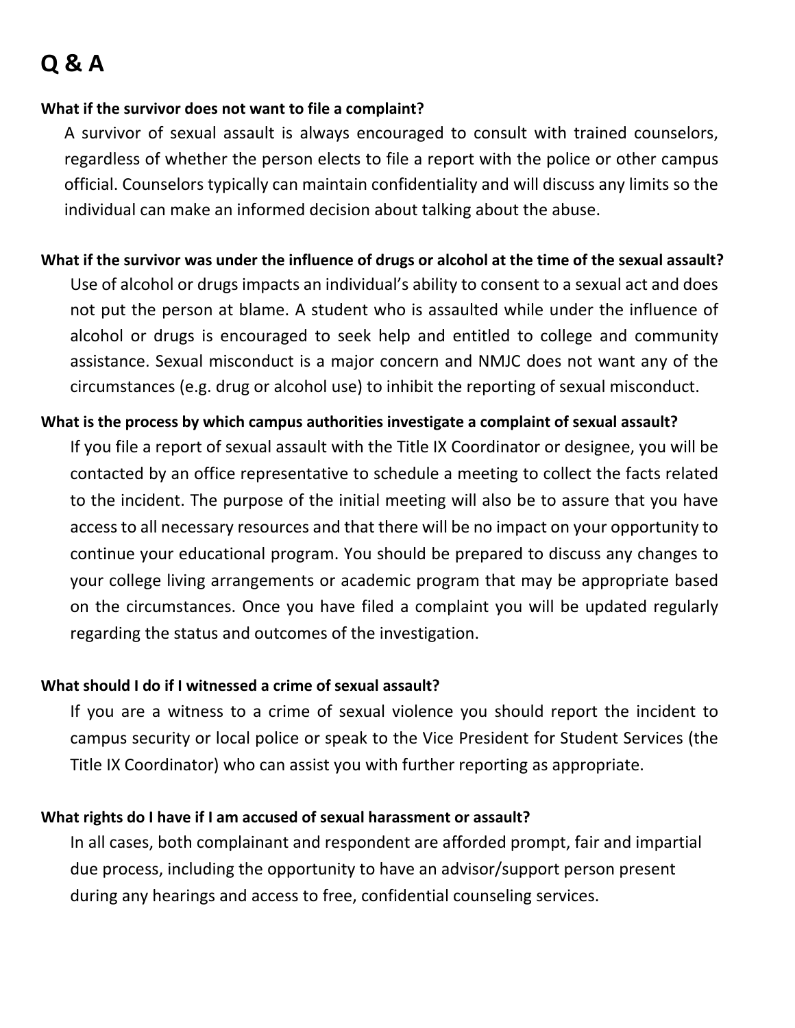# Q & A

**What if the survivor does not want to file a complaint?**

A survivor of sexual assault is always encouraged to consult with trained counselors, regardless of whether the person elects to file a report with the police or other campus official. Counselors typically can maintain confidentiality and will discuss any limits so the individual can make an informed decision about talking about the abuse.

**What if the survivor was under the influence of drugs or alcohol at the time of the sexual assault?**

Use of alcohol or drugs impacts an individual's ability to consent to a sexual act and does not put the person at blame. A student who is assaulted while under the influence of alcohol or drugs is encouraged to seek help and entitled to college and community assistance. Sexual misconduct is a major concern and NMJC does not want any of the circumstances (e.g. drug or alcohol use) to inhibit the reporting of sexual misconduct.

**What is the process by which campus authorities investigate a complaint of sexual assault?**

If you file a report of sexual assault with the Title IX Coordinator or designee, you will be contacted by an office representative to schedule a meeting to collect the facts related to the incident. The purpose of the initial meeting will also be to assure that you have access to all necessary resources and that there will be no impact on your opportunity to continue your educational program. You should be prepared to discuss any changes to your college living arrangements or academic program that may be appropriate based on the circumstances. Once you have filed a complaint you will be updated regularly regarding the status and outcomes of the investigation.

**What should I do if I witnessed a crime of sexual assault?**

If you are a witness to a crime of sexual violence you should report the incident to campus security or local police or speak to the Vice President for Student Services (the Title IX Coordinator) who can assist you with further reporting as appropriate.

**What rights do I have if I am accused of sexual harassment or assault?**

In all cases, both complainant and respondent are afforded prompt, fair and impartial due process, including the opportunity to have an advisor/support person present during any hearings and access to free, confidential counseling services.